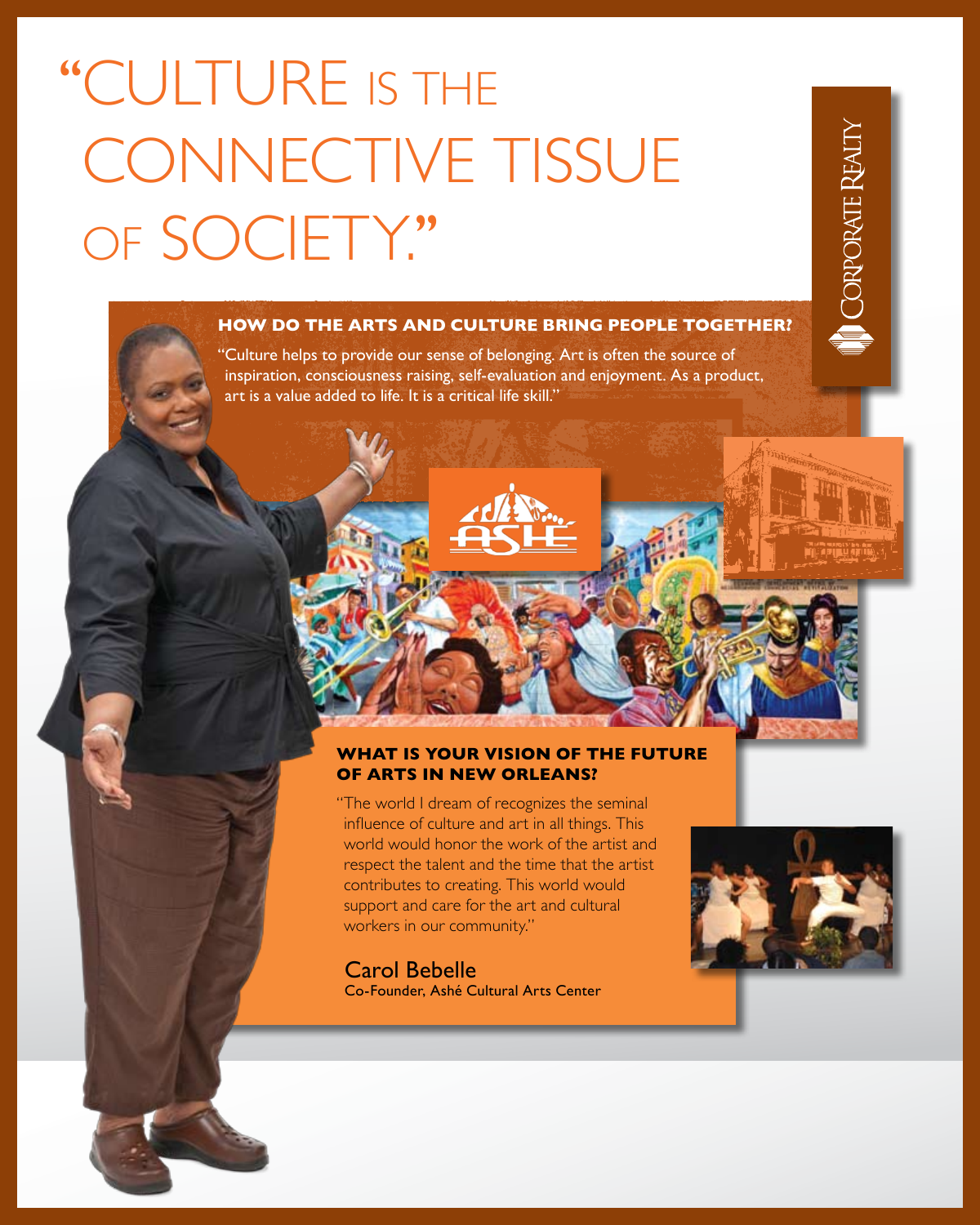# "CULTURE IS THE CONNECTIVE TISSUE OF SOCIETY."

CORPORATE REALTY

### HOW DO THE ARTS AND CULTURE BRING PEOPLE TOGETHER?

"Culture helps to provide our sense of belonging. Art is often the source of inspiration, consciousness raising, self-evaluation and enjoyment. As a product, art is a value added to life. It is a critical life skill."

ASHÉ

### WHAT IS YOUR VISION OF THE FUTURE OF ARTS IN NEW ORLEANS?

"The world I dream of recognizes the seminal influence of culture and art in all things. This world would honor the work of the artist and respect the talent and the time that the artist contributes to creating. This world would support and care for the art and cultural workers in our community."

Carol Bebelle
Co-Founder, Ashé Cultural Arts Center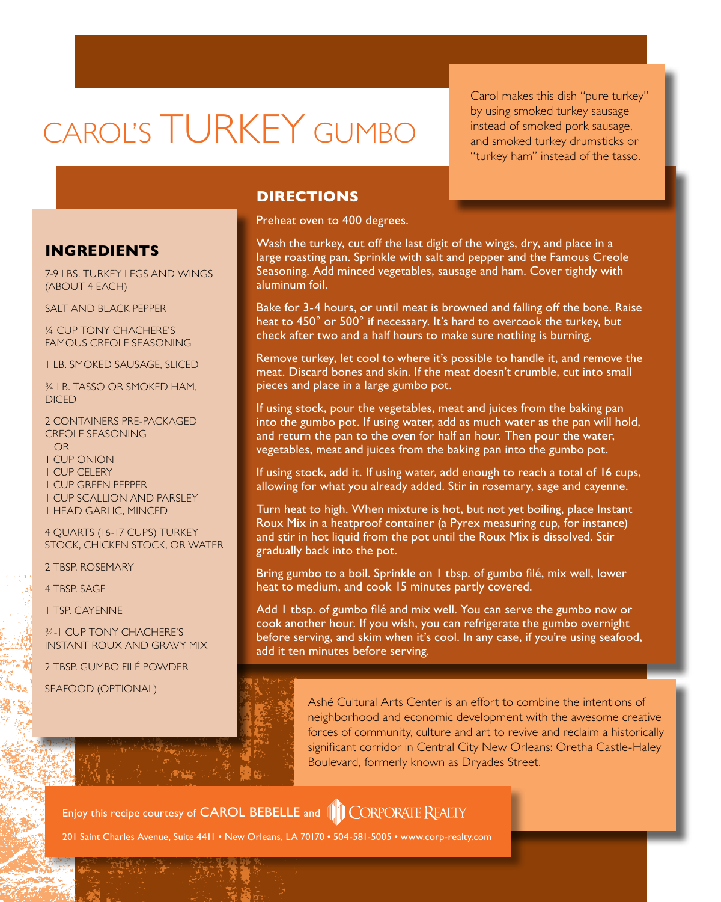# CAROL'S TURKEY GUMBO

Carol makes this dish "pure turkey" by using smoked turkey sausage instead of smoked pork sausage, and smoked turkey drumsticks or "turkey ham" instead of the tasso.

## INGREDIENTS

7-9 LBS. TURKEY LEGS AND WINGS (ABOUT 4 EACH)

SALT AND BLACK PEPPER

¼ CUP TONY CHACHERE'S FAMOUS CREOLE SEASONING

1 LB. SMOKED SAUSAGE, SLICED

¾ LB. TASSO OR SMOKED HAM, DICED

2 CONTAINERS PRE-PACKAGED CREOLE SEASONING
OR
1 CUP ONION
1 CUP CELERY
1 CUP GREEN PEPPER
1 CUP SCALLION AND PARSLEY
1 HEAD GARLIC, MINCED

4 QUARTS (16-17 CUPS) TURKEY STOCK, CHICKEN STOCK, OR WATER

2 TBSP. ROSEMARY

4 TBSP. SAGE

1 TSP. CAYENNE

¾-1 CUP TONY CHACHERE'S INSTANT ROUX AND GRAVY MIX

2 TBSP. GUMBO FILÉ POWDER

SEAFOOD (OPTIONAL)

## DIRECTIONS

Preheat oven to 400 degrees.

Wash the turkey, cut off the last digit of the wings, dry, and place in a large roasting pan. Sprinkle with salt and pepper and the Famous Creole Seasoning. Add minced vegetables, sausage and ham. Cover tightly with aluminum foil.

Bake for 3-4 hours, or until meat is browned and falling off the bone. Raise heat to 450° or 500° if necessary. It's hard to overcook the turkey, but check after two and a half hours to make sure nothing is burning.

Remove turkey, let cool to where it's possible to handle it, and remove the meat. Discard bones and skin. If the meat doesn't crumble, cut into small pieces and place in a large gumbo pot.

If using stock, pour the vegetables, meat and juices from the baking pan into the gumbo pot. If using water, add as much water as the pan will hold, and return the pan to the oven for half an hour. Then pour the water, vegetables, meat and juices from the baking pan into the gumbo pot.

If using stock, add it. If using water, add enough to reach a total of 16 cups, allowing for what you already added. Stir in rosemary, sage and cayenne.

Turn heat to high. When mixture is hot, but not yet boiling, place Instant Roux Mix in a heatproof container (a Pyrex measuring cup, for instance) and stir in hot liquid from the pot until the Roux Mix is dissolved. Stir gradually back into the pot.

Bring gumbo to a boil. Sprinkle on 1 tbsp. of gumbo filé, mix well, lower heat to medium, and cook 15 minutes partly covered.

Add 1 tbsp. of gumbo filé and mix well. You can serve the gumbo now or cook another hour. If you wish, you can refrigerate the gumbo overnight before serving, and skim when it's cool. In any case, if you're using seafood, add it ten minutes before serving.

Ashé Cultural Arts Center is an effort to combine the intentions of neighborhood and economic development with the awesome creative forces of community, culture and art to revive and reclaim a historically significant corridor in Central City New Orleans: Oretha Castle-Haley Boulevard, formerly known as Dryades Street.

Enjoy this recipe courtesy of CAROL BEBELLE and CORPORATE REALTY

201 Saint Charles Avenue, Suite 4411 • New Orleans, LA 70170 • 504-581-5005 • www.corp-realty.com